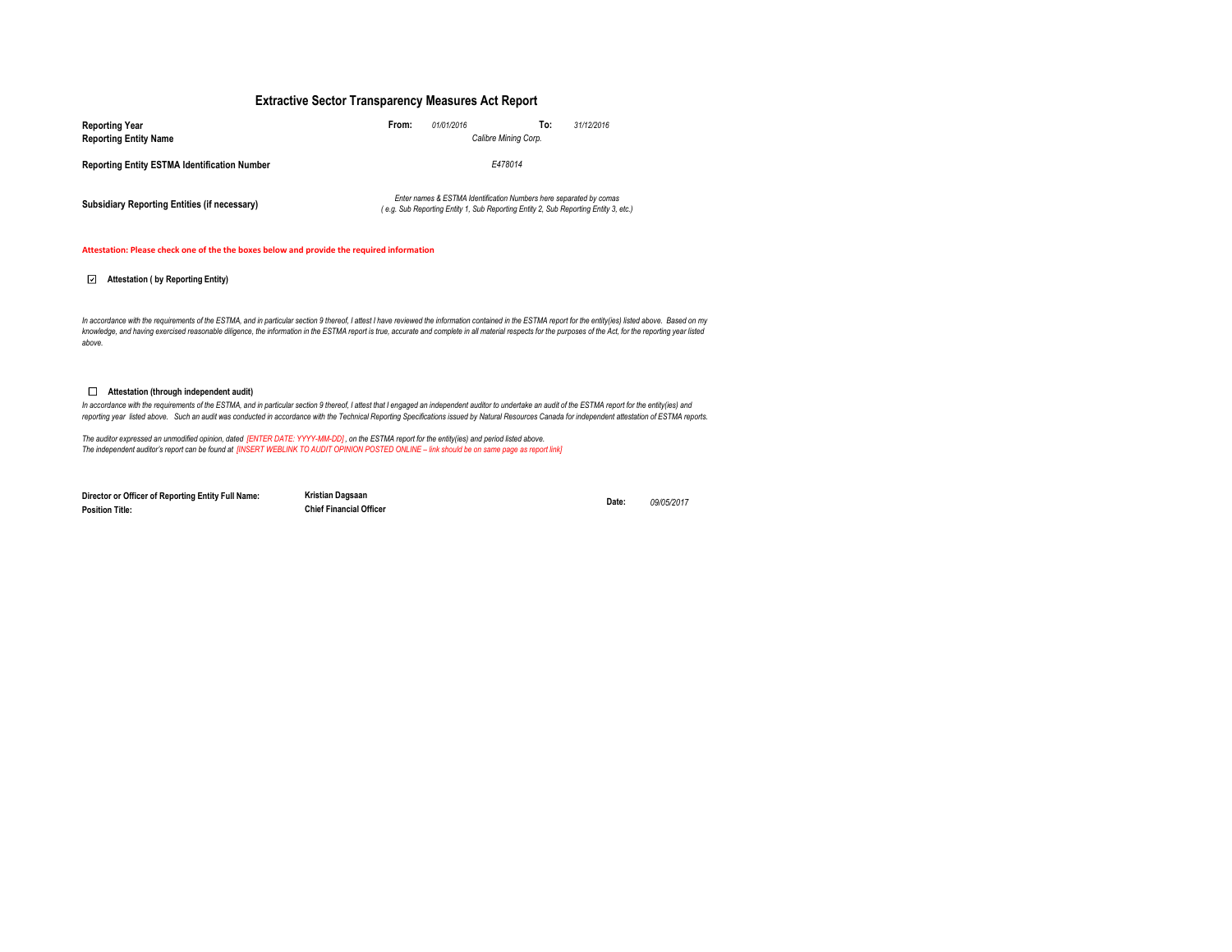# Extractive Sector Transparency Measures Act Report

| | | | | |
|---|---|---|---|---|
| **Reporting Year** | **From:** | *01/01/2016* | **To:** | *31/12/2016* |
| **Reporting Entity Name** | | *Calibre Mining Corp.* | | |
| **Reporting Entity ESTMA Identification Number** | | *E478014* | | |
| **Subsidiary Reporting Entities (if necessary)** | | *Enter names & ESTMA Identification Numbers here separated by comas ( e.g. Sub Reporting Entity 1, Sub Reporting Entity 2, Sub Reporting Entity 3, etc.)* | | |

**Attestation: Please check one of the the boxes below and provide the required information**

☑ **Attestation ( by Reporting Entity)**

*In accordance with the requirements of the ESTMA, and in particular section 9 thereof, I attest I have reviewed the information contained in the ESTMA report for the entity(ies) listed above. Based on my knowledge, and having exercised reasonable diligence, the information in the ESTMA report is true, accurate and complete in all material respects for the purposes of the Act, for the reporting year listed above.*

☐ **Attestation (through independent audit)**

*In accordance with the requirements of the ESTMA, and in particular section 9 thereof, I attest that I engaged an independent auditor to undertake an audit of the ESTMA report for the entity(ies) and reporting year listed above. Such an audit was conducted in accordance with the Technical Reporting Specifications issued by Natural Resources Canada for independent attestation of ESTMA reports.*

*The auditor expressed an unmodified opinion, dated [ENTER DATE: YYYY-MM-DD] , on the ESTMA report for the entity(ies) and period listed above.*
*The independent auditor's report can be found at [INSERT WEBLINK TO AUDIT OPINION POSTED ONLINE – link should be on same page as report link]*

| | | | |
|---|---|---|---|
| **Director or Officer of Reporting Entity Full Name:** | **Kristian Dagsaan** | **Date:** | *09/05/2017* |
| **Position Title:** | **Chief Financial Officer** | | |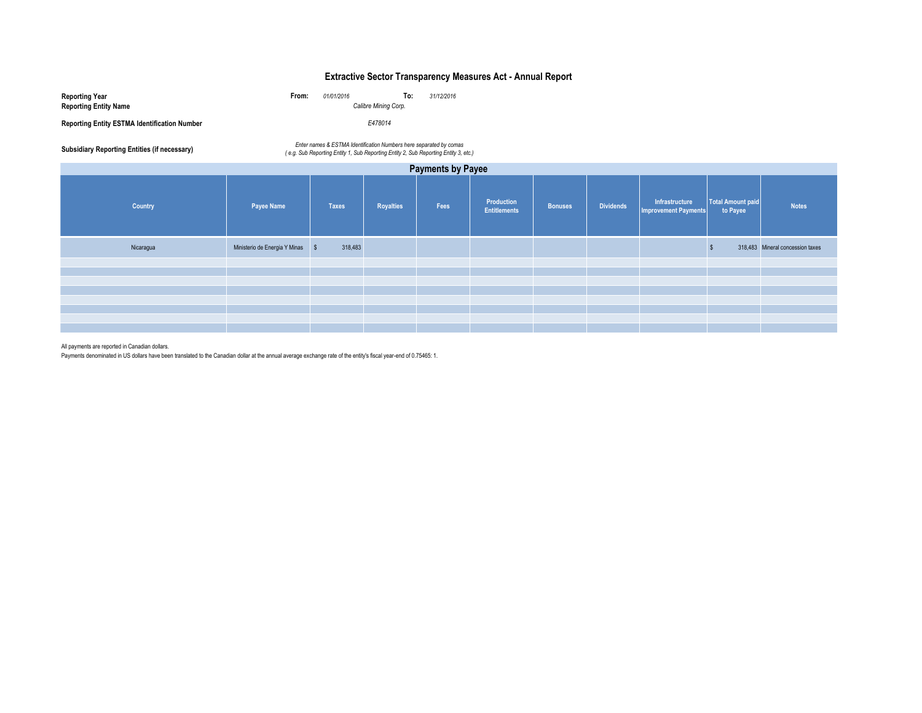# Extractive Sector Transparency Measures Act - Annual Report

**Reporting Year** **From:** *01/01/2016* **To:** *31/12/2016*

**Reporting Entity Name** *Calibre Mining Corp.*

**Reporting Entity ESTMA Identification Number** *E478014*

**Subsidiary Reporting Entities (if necessary)** *Enter names & ESTMA Identification Numbers here separated by comas ( e.g. Sub Reporting Entity 1, Sub Reporting Entity 2, Sub Reporting Entity 3, etc.)*

## Payments by Payee

| Country | Payee Name | Taxes | Royalties | Fees | Production Entitlements | Bonuses | Dividends | Infrastructure Improvement Payments | Total Amount paid to Payee | Notes |
|---|---|---|---|---|---|---|---|---|---|---|
| Nicaragua | Ministerio de Energia Y Minas | $ 318,483 | | | | | | | $ 318,483 | Mineral concession taxes |

All payments are reported in Canadian dollars.

Payments denominated in US dollars have been translated to the Canadian dollar at the annual average exchange rate of the entity's fiscal year-end of 0.75465: 1.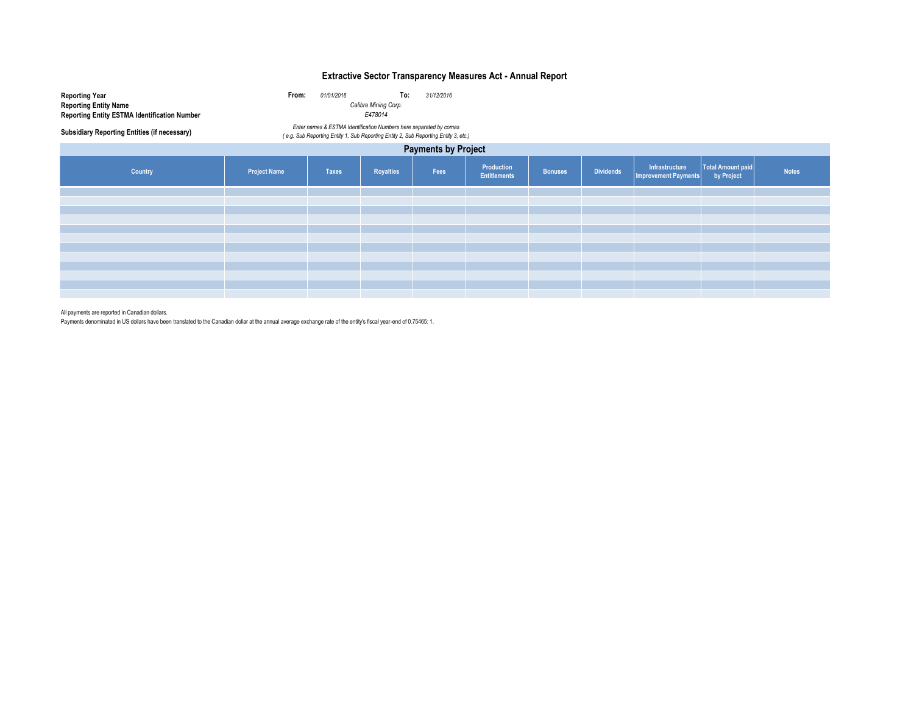## Extractive Sector Transparency Measures Act - Annual Report

**Reporting Year** **From:** *01/01/2016* **To:** *31/12/2016*

**Reporting Entity Name** *Calibre Mining Corp.*

**Reporting Entity ESTMA Identification Number** *E478014*

**Subsidiary Reporting Entities (if necessary)** *Enter names & ESTMA Identification Numbers here separated by comas ( e.g. Sub Reporting Entity 1, Sub Reporting Entity 2, Sub Reporting Entity 3, etc.)*

### Payments by Project

| Country | Project Name | Taxes | Royalties | Fees | Production Entitlements | Bonuses | Dividends | Infrastructure Improvement Payments | Total Amount paid by Project | Notes |
|---|---|---|---|---|---|---|---|---|---|---|
| | | | | | | | | | | |
| | | | | | | | | | | |
| | | | | | | | | | | |
| | | | | | | | | | | |
| | | | | | | | | | | |
| | | | | | | | | | | |
| | | | | | | | | | | |
| | | | | | | | | | | |
| | | | | | | | | | | |
| | | | | | | | | | | |
| | | | | | | | | | | |
| | | | | | | | | | | |

All payments are reported in Canadian dollars.

Payments denominated in US dollars have been translated to the Canadian dollar at the annual average exchange rate of the entity's fiscal year-end of 0.75465: 1.